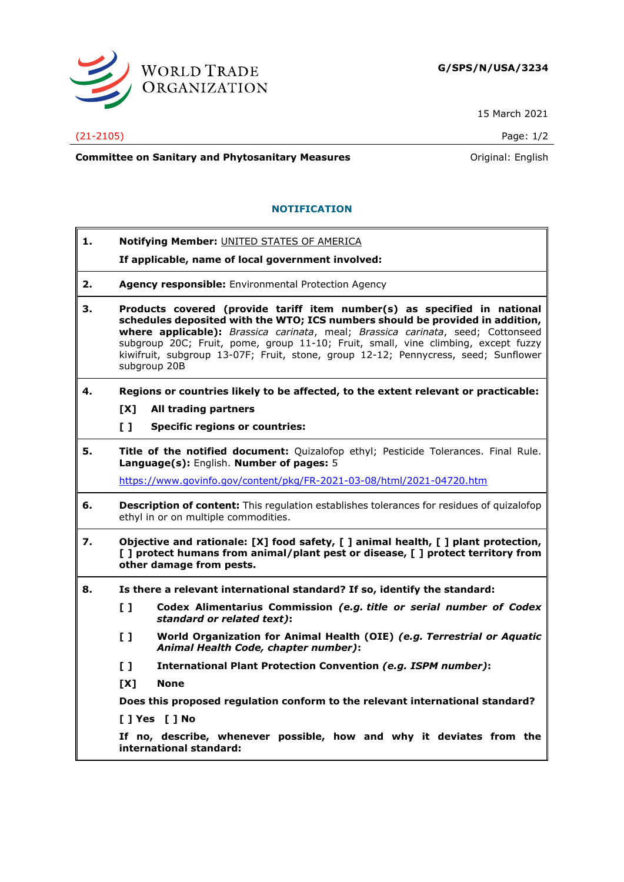**WORLD TRADE ORGANIZATION**

**G/SPS/N/USA/3234**

15 March 2021

(21-2105)

**Committee on Sanitary and Phytosanitary Measures** Original: English

## NOTIFICATION

**1. Notifying Member:** UNITED STATES OF AMERICA

**If applicable, name of local government involved:**

**2. Agency responsible:** Environmental Protection Agency

**3. Products covered (provide tariff item number(s) as specified in national schedules deposited with the WTO; ICS numbers should be provided in addition, where applicable):** *Brassica carinata*, meal; *Brassica carinata*, seed; Cottonseed subgroup 20C; Fruit, pome, group 11-10; Fruit, small, vine climbing, except fuzzy kiwifruit, subgroup 13-07F; Fruit, stone, group 12-12; Pennycress, seed; Sunflower subgroup 20B

**4. Regions or countries likely to be affected, to the extent relevant or practicable:**

**[X] All trading partners**

**[ ] Specific regions or countries:**

**5. Title of the notified document:** Quizalofop ethyl; Pesticide Tolerances. Final Rule. **Language(s):** English. **Number of pages:** 5

https://www.govinfo.gov/content/pkg/FR-2021-03-08/html/2021-04720.htm

**6. Description of content:** This regulation establishes tolerances for residues of quizalofop ethyl in or on multiple commodities.

**7. Objective and rationale: [X] food safety, [ ] animal health, [ ] plant protection, [ ] protect humans from animal/plant pest or disease, [ ] protect territory from other damage from pests.**

**8. Is there a relevant international standard? If so, identify the standard:**

**[ ] Codex Alimentarius Commission *(e.g. title or serial number of Codex standard or related text)*:**

**[ ] World Organization for Animal Health (OIE) *(e.g. Terrestrial or Aquatic Animal Health Code, chapter number)*:**

**[ ] International Plant Protection Convention *(e.g. ISPM number)*:**

**[X] None**

**Does this proposed regulation conform to the relevant international standard?**

**[ ] Yes [ ] No**

**If no, describe, whenever possible, how and why it deviates from the international standard:**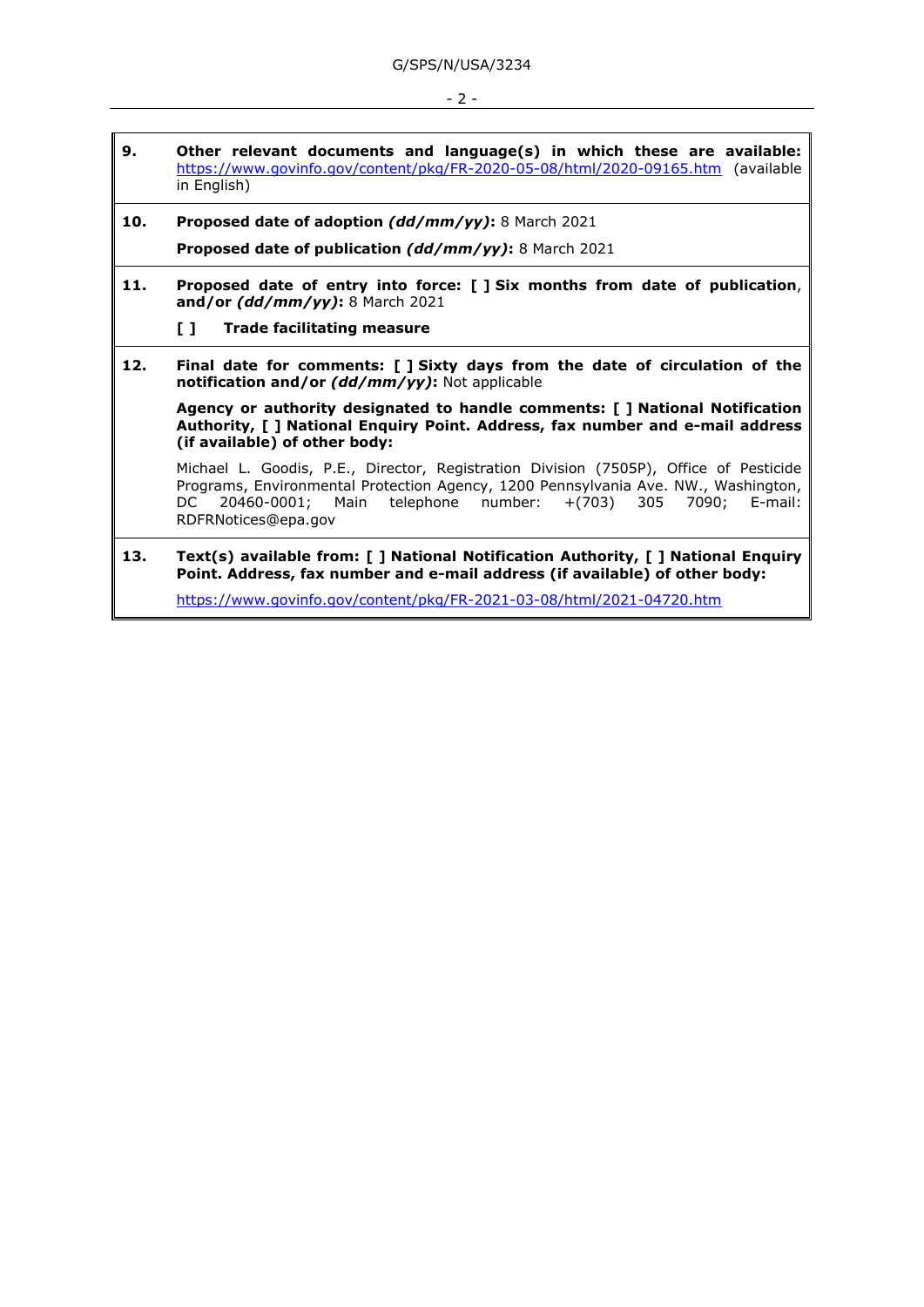**9. Other relevant documents and language(s) in which these are available:** https://www.govinfo.gov/content/pkg/FR-2020-05-08/html/2020-09165.htm (available in English)

**10. Proposed date of adoption *(dd/mm/yy)*:** 8 March 2021

**Proposed date of publication *(dd/mm/yy)*:** 8 March 2021

**11. Proposed date of entry into force: [ ] Six months from date of publication**, **and/or *(dd/mm/yy)*:** 8 March 2021

**[ ] Trade facilitating measure**

**12. Final date for comments: [ ] Sixty days from the date of circulation of the notification and/or *(dd/mm/yy)*:** Not applicable

**Agency or authority designated to handle comments: [ ] National Notification Authority, [ ] National Enquiry Point. Address, fax number and e-mail address (if available) of other body:**

Michael L. Goodis, P.E., Director, Registration Division (7505P), Office of Pesticide Programs, Environmental Protection Agency, 1200 Pennsylvania Ave. NW., Washington, DC 20460-0001; Main telephone number: +(703) 305 7090; E-mail: RDFRNotices@epa.gov

**13. Text(s) available from: [ ] National Notification Authority, [ ] National Enquiry Point. Address, fax number and e-mail address (if available) of other body:**

https://www.govinfo.gov/content/pkg/FR-2021-03-08/html/2021-04720.htm